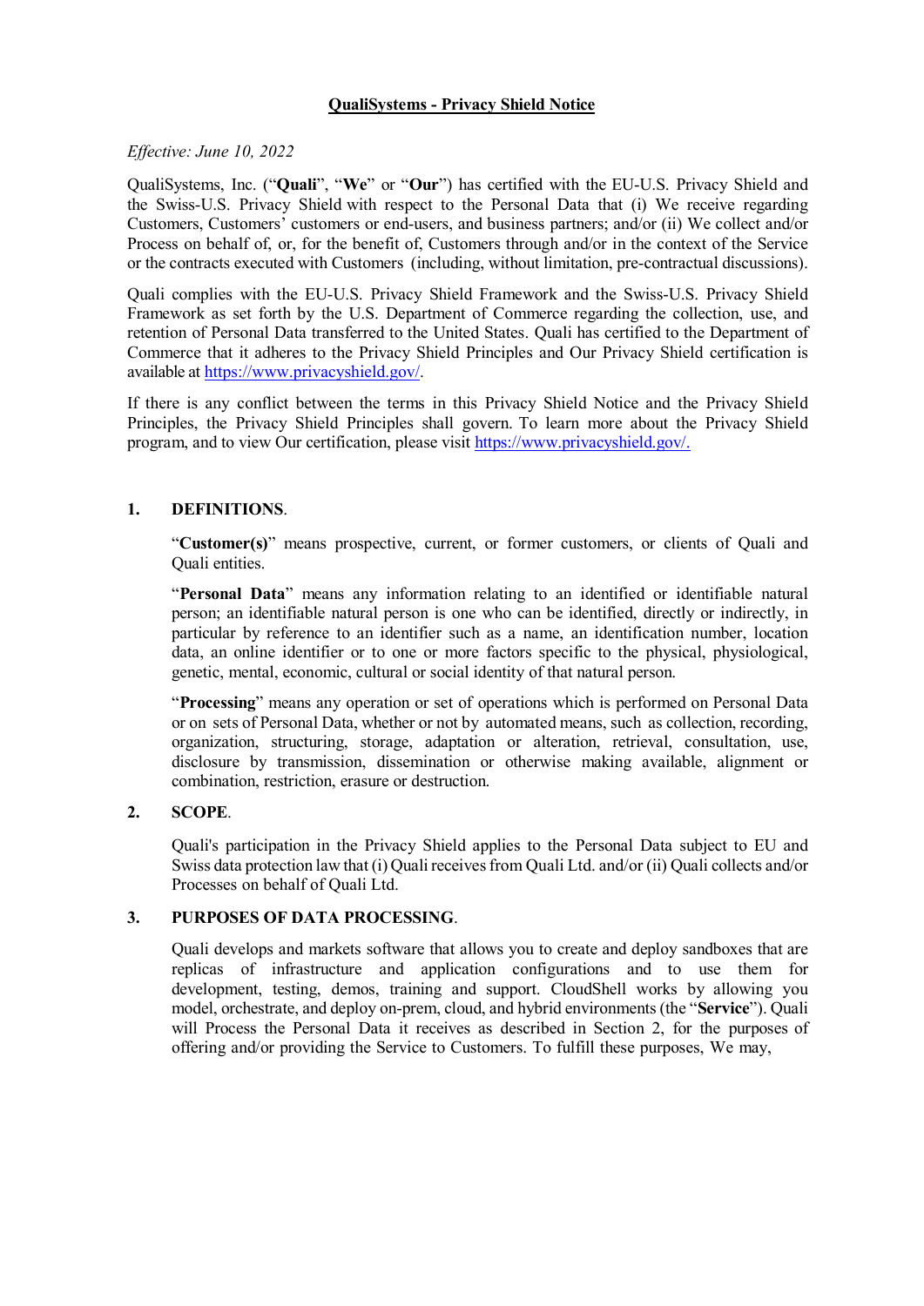# QualiSystems - Privacy Shield Notice

*Effective: June 10, 2022*

QualiSystems, Inc. ("**Quali**", "**We**" or "**Our**") has certified with the EU-U.S. Privacy Shield and the Swiss-U.S. Privacy Shield with respect to the Personal Data that (i) We receive regarding Customers, Customers' customers or end-users, and business partners; and/or (ii) We collect and/or Process on behalf of, or, for the benefit of, Customers through and/or in the context of the Service or the contracts executed with Customers (including, without limitation, pre-contractual discussions).

Quali complies with the EU-U.S. Privacy Shield Framework and the Swiss-U.S. Privacy Shield Framework as set forth by the U.S. Department of Commerce regarding the collection, use, and retention of Personal Data transferred to the United States. Quali has certified to the Department of Commerce that it adheres to the Privacy Shield Principles and Our Privacy Shield certification is available at https://www.privacyshield.gov/.

If there is any conflict between the terms in this Privacy Shield Notice and the Privacy Shield Principles, the Privacy Shield Principles shall govern. To learn more about the Privacy Shield program, and to view Our certification, please visit https://www.privacyshield.gov/.

## 1. DEFINITIONS.

"**Customer(s)**" means prospective, current, or former customers, or clients of Quali and Quali entities.

"**Personal Data**" means any information relating to an identified or identifiable natural person; an identifiable natural person is one who can be identified, directly or indirectly, in particular by reference to an identifier such as a name, an identification number, location data, an online identifier or to one or more factors specific to the physical, physiological, genetic, mental, economic, cultural or social identity of that natural person.

"**Processing**" means any operation or set of operations which is performed on Personal Data or on sets of Personal Data, whether or not by automated means, such as collection, recording, organization, structuring, storage, adaptation or alteration, retrieval, consultation, use, disclosure by transmission, dissemination or otherwise making available, alignment or combination, restriction, erasure or destruction.

## 2. SCOPE.

Quali's participation in the Privacy Shield applies to the Personal Data subject to EU and Swiss data protection law that (i) Quali receives from Quali Ltd. and/or (ii) Quali collects and/or Processes on behalf of Quali Ltd.

## 3. PURPOSES OF DATA PROCESSING.

Quali develops and markets software that allows you to create and deploy sandboxes that are replicas of infrastructure and application configurations and to use them for development, testing, demos, training and support. CloudShell works by allowing you model, orchestrate, and deploy on-prem, cloud, and hybrid environments (the "**Service**"). Quali will Process the Personal Data it receives as described in Section 2, for the purposes of offering and/or providing the Service to Customers. To fulfill these purposes, We may,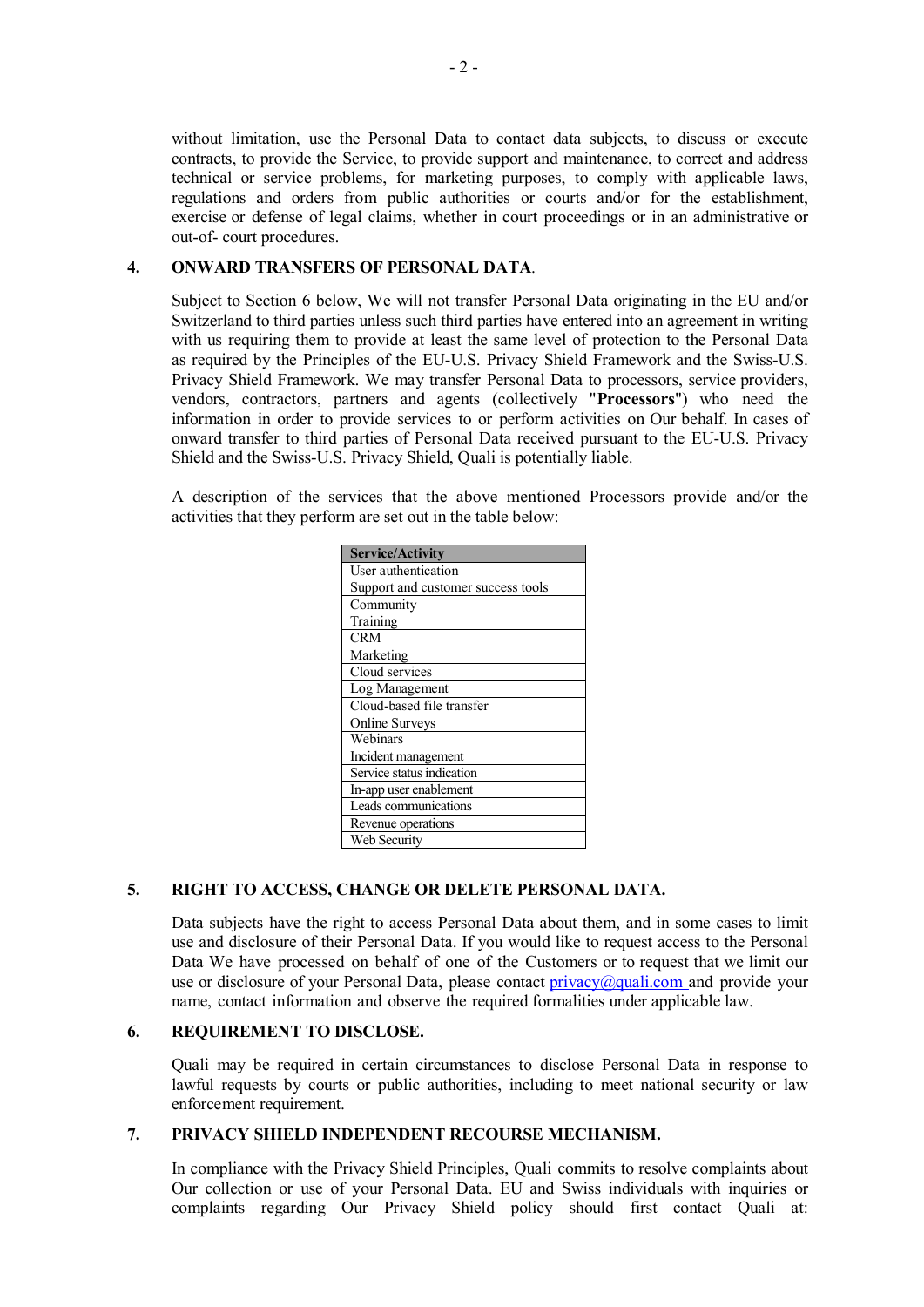without limitation, use the Personal Data to contact data subjects, to discuss or execute contracts, to provide the Service, to provide support and maintenance, to correct and address technical or service problems, for marketing purposes, to comply with applicable laws, regulations and orders from public authorities or courts and/or for the establishment, exercise or defense of legal claims, whether in court proceedings or in an administrative or out-of- court procedures.

## 4. ONWARD TRANSFERS OF PERSONAL DATA.

Subject to Section 6 below, We will not transfer Personal Data originating in the EU and/or Switzerland to third parties unless such third parties have entered into an agreement in writing with us requiring them to provide at least the same level of protection to the Personal Data as required by the Principles of the EU-U.S. Privacy Shield Framework and the Swiss-U.S. Privacy Shield Framework. We may transfer Personal Data to processors, service providers, vendors, contractors, partners and agents (collectively "**Processors**") who need the information in order to provide services to or perform activities on Our behalf. In cases of onward transfer to third parties of Personal Data received pursuant to the EU-U.S. Privacy Shield and the Swiss-U.S. Privacy Shield, Quali is potentially liable.

A description of the services that the above mentioned Processors provide and/or the activities that they perform are set out in the table below:

| Service/Activity |
|---|
| User authentication |
| Support and customer success tools |
| Community |
| Training |
| CRM |
| Marketing |
| Cloud services |
| Log Management |
| Cloud-based file transfer |
| Online Surveys |
| Webinars |
| Incident management |
| Service status indication |
| In-app user enablement |
| Leads communications |
| Revenue operations |
| Web Security |

## 5. RIGHT TO ACCESS, CHANGE OR DELETE PERSONAL DATA.

Data subjects have the right to access Personal Data about them, and in some cases to limit use and disclosure of their Personal Data. If you would like to request access to the Personal Data We have processed on behalf of one of the Customers or to request that we limit our use or disclosure of your Personal Data, please contact privacy@quali.com and provide your name, contact information and observe the required formalities under applicable law.

## 6. REQUIREMENT TO DISCLOSE.

Quali may be required in certain circumstances to disclose Personal Data in response to lawful requests by courts or public authorities, including to meet national security or law enforcement requirement.

## 7. PRIVACY SHIELD INDEPENDENT RECOURSE MECHANISM.

In compliance with the Privacy Shield Principles, Quali commits to resolve complaints about Our collection or use of your Personal Data. EU and Swiss individuals with inquiries or complaints regarding Our Privacy Shield policy should first contact Quali at: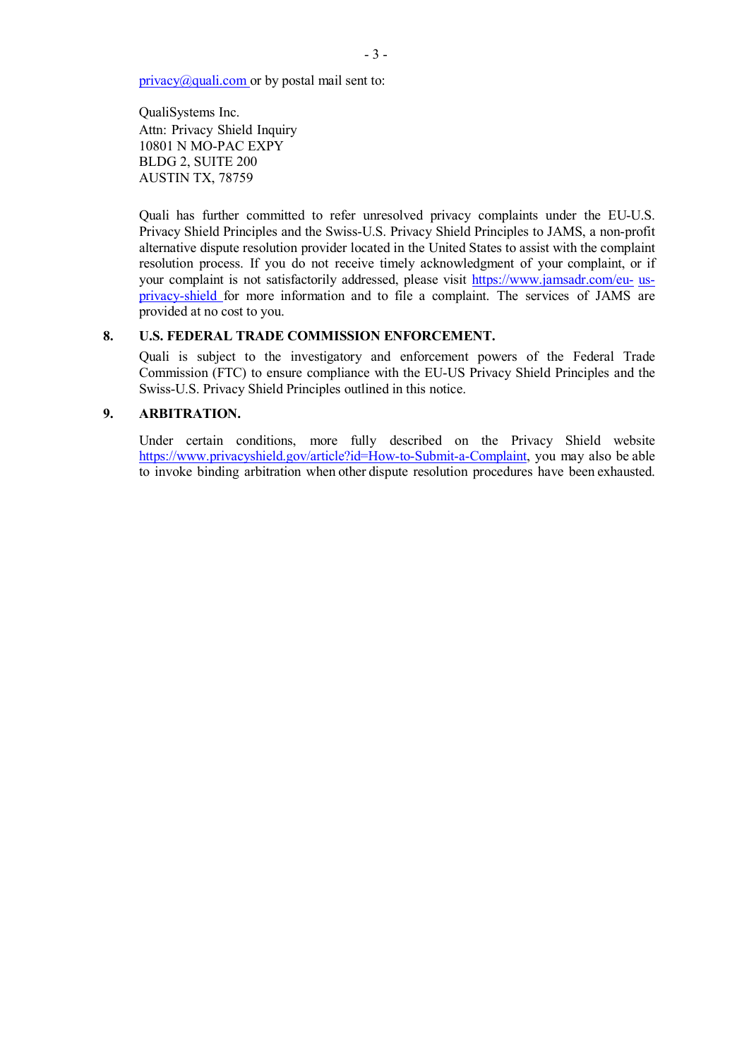privacy@quali.com or by postal mail sent to:

QualiSystems Inc.
Attn: Privacy Shield Inquiry
10801 N MO-PAC EXPY
BLDG 2, SUITE 200
AUSTIN TX, 78759

Quali has further committed to refer unresolved privacy complaints under the EU-U.S. Privacy Shield Principles and the Swiss-U.S. Privacy Shield Principles to JAMS, a non-profit alternative dispute resolution provider located in the United States to assist with the complaint resolution process. If you do not receive timely acknowledgment of your complaint, or if your complaint is not satisfactorily addressed, please visit https://www.jamsadr.com/eu-us-privacy-shield for more information and to file a complaint. The services of JAMS are provided at no cost to you.

**8. U.S. FEDERAL TRADE COMMISSION ENFORCEMENT.**

Quali is subject to the investigatory and enforcement powers of the Federal Trade Commission (FTC) to ensure compliance with the EU-US Privacy Shield Principles and the Swiss-U.S. Privacy Shield Principles outlined in this notice.

**9. ARBITRATION.**

Under certain conditions, more fully described on the Privacy Shield website https://www.privacyshield.gov/article?id=How-to-Submit-a-Complaint, you may also be able to invoke binding arbitration when other dispute resolution procedures have been exhausted.